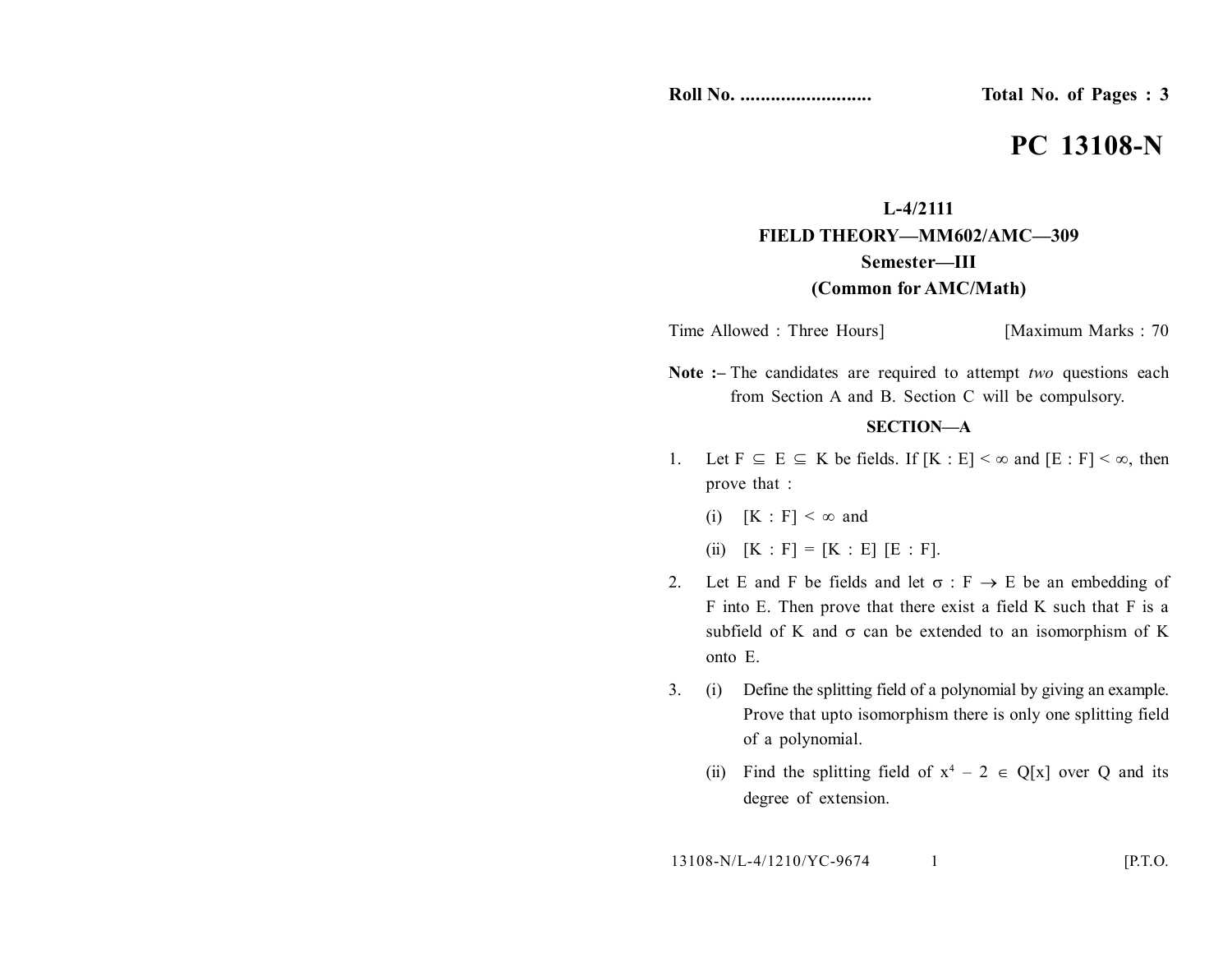Roll No. .......................... **Total No. of Pages : 3**

# PC 13108-N

**L-4/2111**

**FIELD THEORY—MM602/AMC—309**

**Semester—III**

**(Common for AMC/Math)**

Time Allowed : Three Hours] [Maximum Marks : 70

**Note :–** The candidates are required to attempt *two* questions each from Section A and B. Section C will be compulsory.

## SECTION—A

1. Let $F \subseteq E \subseteq K$ be fields. If $[K : E] < \infty$ and $[E : F] < \infty$, then prove that :

   (i) $[K : F] < \infty$ and

   (ii) $[K : F] = [K : E]\,[E : F]$.

2. Let E and F be fields and let $\sigma : F \rightarrow E$ be an embedding of F into E. Then prove that there exist a field K such that F is a subfield of K and $\sigma$ can be extended to an isomorphism of K onto E.

3. (i) Define the splitting field of a polynomial by giving an example. Prove that upto isomorphism there is only one splitting field of a polynomial.

   (ii) Find the splitting field of $x^4 - 2 \in Q[x]$ over Q and its degree of extension.

13108-N/L-4/1210/YC-9674 [P.T.O.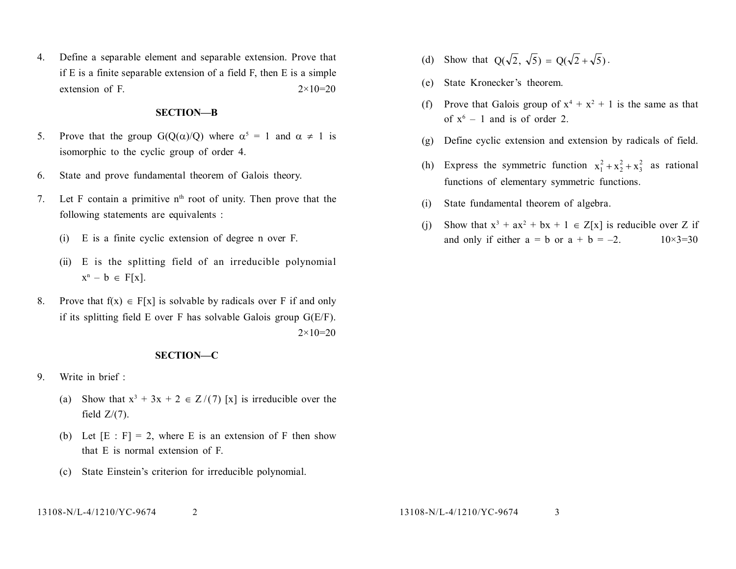4. Define a separable element and separable extension. Prove that if E is a finite separable extension of a field F, then E is a simple extension of F. $2\times10=20$

## SECTION—B

5. Prove that the group $G(Q(\alpha)/Q)$ where $\alpha^5 = 1$ and $\alpha \neq 1$ is isomorphic to the cyclic group of order 4.

6. State and prove fundamental theorem of Galois theory.

7. Let F contain a primitive $n^{th}$ root of unity. Then prove that the following statements are equivalents :

   (i) E is a finite cyclic extension of degree n over F.

   (ii) E is the splitting field of an irreducible polynomial $x^n - b \in F[x]$.

8. Prove that $f(x) \in F[x]$ is solvable by radicals over F if and only if its splitting field E over F has solvable Galois group G(E/F). $2\times10=20$

## SECTION—C

9. Write in brief :

   (a) Show that $x^3 + 3x + 2 \in Z/(7)[x]$ is irreducible over the field Z/(7).

   (b) Let [E : F] = 2, where E is an extension of F then show that E is normal extension of F.

   (c) State Einstein's criterion for irreducible polynomial.

   (d) Show that $Q(\sqrt{2}, \sqrt{5}) = Q(\sqrt{2} + \sqrt{5})$.

   (e) State Kronecker's theorem.

   (f) Prove that Galois group of $x^4 + x^2 + 1$ is the same as that of $x^6 - 1$ and is of order 2.

   (g) Define cyclic extension and extension by radicals of field.

   (h) Express the symmetric function $x_1^2 + x_2^2 + x_3^2$ as rational functions of elementary symmetric functions.

   (i) State fundamental theorem of algebra.

   (j) Show that $x^3 + ax^2 + bx + 1 \in Z[x]$ is reducible over Z if and only if either $a = b$ or $a + b = -2$. $10\times3=30$